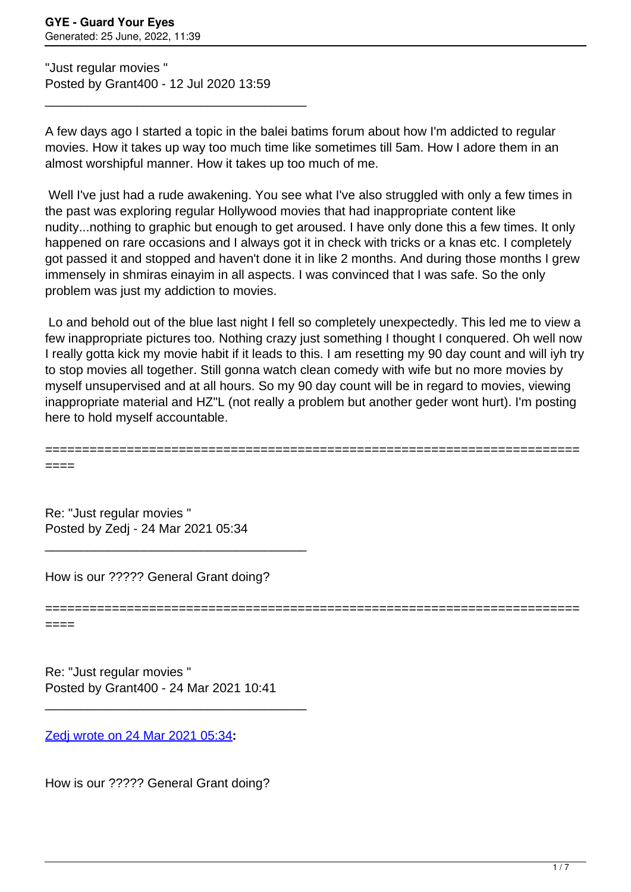"Just regular movies "
Posted by Grant400 - 12 Jul 2020 13:59

---

A few days ago I started a topic in the balei batims forum about how I'm addicted to regular movies. How it takes up way too much time like sometimes till 5am. How I adore them in an almost worshipful manner. How it takes up too much of me.

Well I've just had a rude awakening. You see what I've also struggled with only a few times in the past was exploring regular Hollywood movies that had inappropriate content like nudity...nothing to graphic but enough to get aroused. I have only done this a few times. It only happened on rare occasions and I always got it in check with tricks or a knas etc. I completely got passed it and stopped and haven't done it in like 2 months. And during those months I grew immensely in shmiras einayim in all aspects. I was convinced that I was safe. So the only problem was just my addiction to movies.

Lo and behold out of the blue last night I fell so completely unexpectedly. This led me to view a few inappropriate pictures too. Nothing crazy just something I thought I conquered. Oh well now I really gotta kick my movie habit if it leads to this. I am resetting my 90 day count and will iyh try to stop movies all together. Still gonna watch clean comedy with wife but no more movies by myself unsupervised and at all hours. So my 90 day count will be in regard to movies, viewing inappropriate material and HZ"L (not really a problem but another geder wont hurt). I'm posting here to hold myself accountable.

============================================================================

Re: "Just regular movies "
Posted by Zedj - 24 Mar 2021 05:34

---

How is our ????? General Grant doing?

============================================================================

Re: "Just regular movies "
Posted by Grant400 - 24 Mar 2021 10:41

---

Zedj wrote on 24 Mar 2021 05:34**:**

How is our ????? General Grant doing?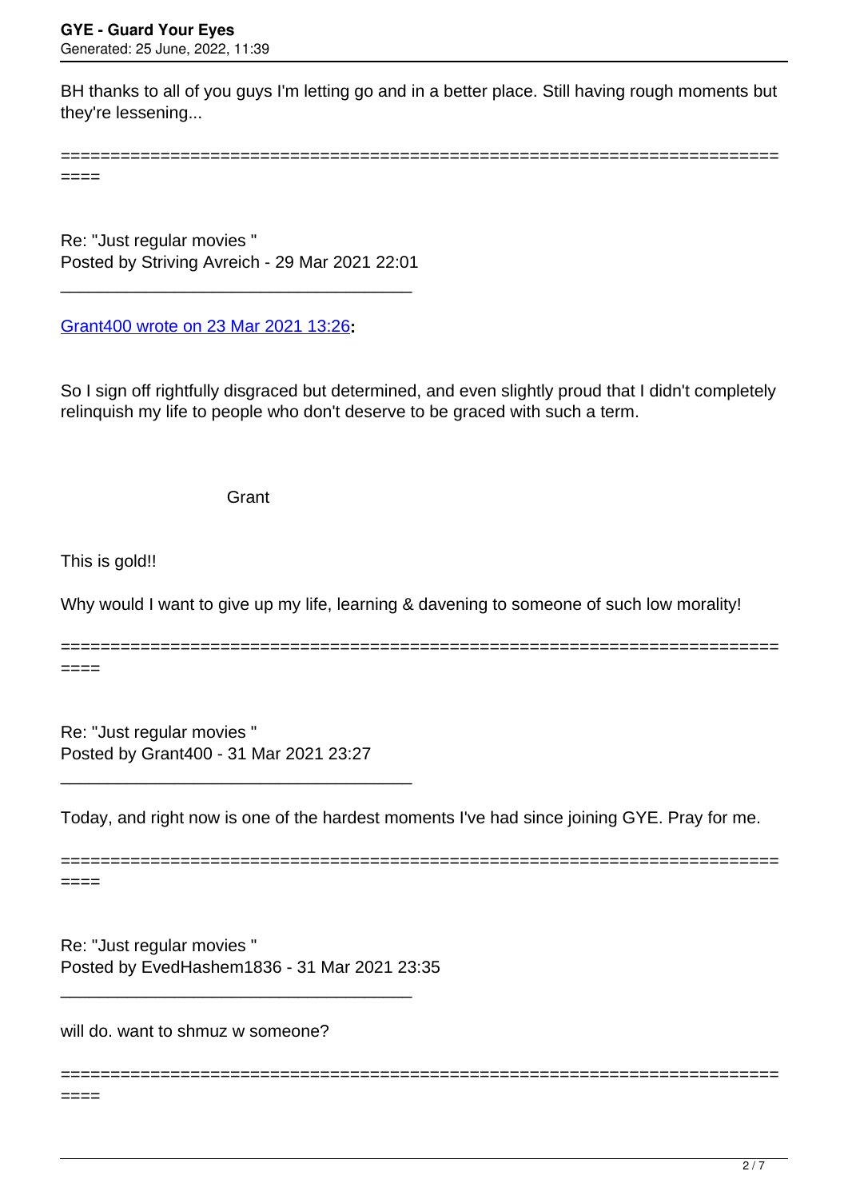BH thanks to all of you guys I'm letting go and in a better place. Still having rough moments but they're lessening...

---

Re: "Just regular movies "
Posted by Striving Avreich - 29 Mar 2021 22:01

---

Grant400 wrote on 23 Mar 2021 13:26**:**

So I sign off rightfully disgraced but determined, and even slightly proud that I didn't completely relinquish my life to people who don't deserve to be graced with such a term.

Grant

This is gold!!

Why would I want to give up my life, learning & davening to someone of such low morality!

---

Re: "Just regular movies "
Posted by Grant400 - 31 Mar 2021 23:27

---

Today, and right now is one of the hardest moments I've had since joining GYE. Pray for me.

---

Re: "Just regular movies "
Posted by EvedHashem1836 - 31 Mar 2021 23:35

---

will do. want to shmuz w someone?

---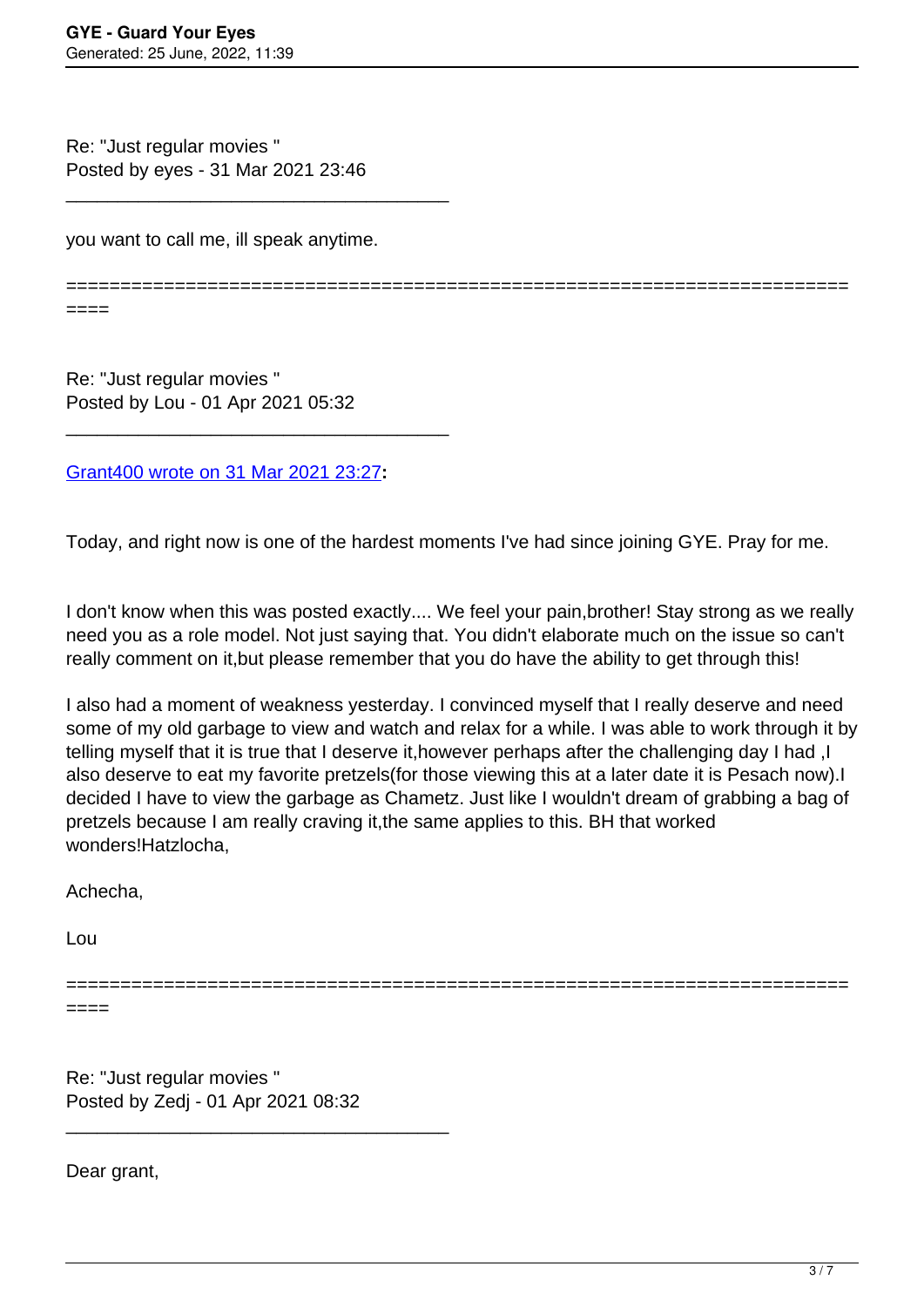Re: "Just regular movies "
Posted by eyes - 31 Mar 2021 23:46

---

you want to call me, ill speak anytime.

============================================================================

Re: "Just regular movies "
Posted by Lou - 01 Apr 2021 05:32

---

[Grant400 wrote on 31 Mar 2021 23:27](#):

Today, and right now is one of the hardest moments I've had since joining GYE. Pray for me.

I don't know when this was posted exactly.... We feel your pain,brother! Stay strong as we really need you as a role model. Not just saying that. You didn't elaborate much on the issue so can't really comment on it,but please remember that you do have the ability to get through this!

I also had a moment of weakness yesterday. I convinced myself that I really deserve and need some of my old garbage to view and watch and relax for a while. I was able to work through it by telling myself that it is true that I deserve it,however perhaps after the challenging day I had ,I also deserve to eat my favorite pretzels(for those viewing this at a later date it is Pesach now).I decided I have to view the garbage as Chametz. Just like I wouldn't dream of grabbing a bag of pretzels because I am really craving it,the same applies to this. BH that worked wonders!Hatzlocha,

Achecha,

Lou

============================================================================

Re: "Just regular movies "
Posted by Zedj - 01 Apr 2021 08:32

---

Dear grant,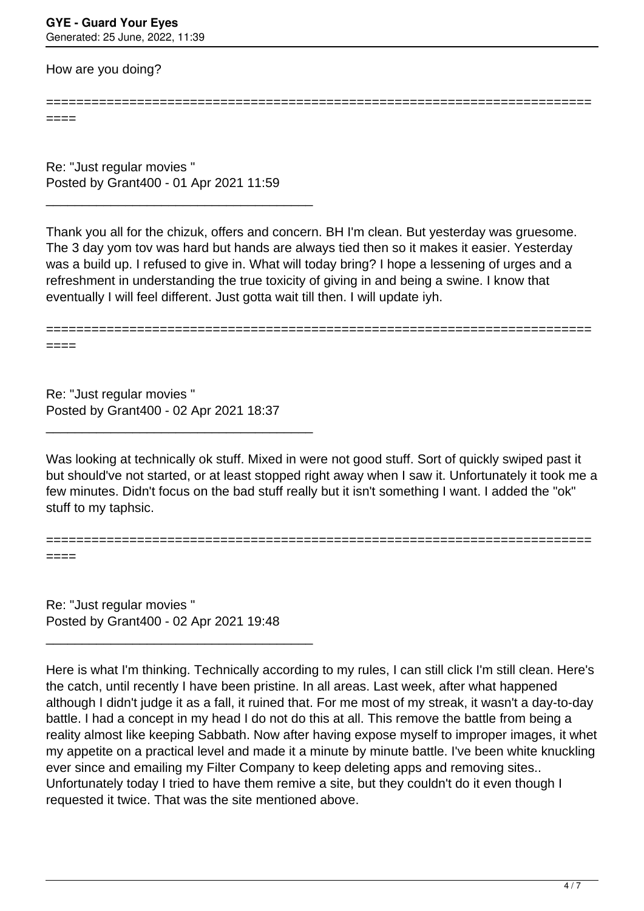How are you doing?

========================================================================
====

Re: "Just regular movies "
Posted by Grant400 - 01 Apr 2021 11:59

_____________________________________

Thank you all for the chizuk, offers and concern. BH I'm clean. But yesterday was gruesome. The 3 day yom tov was hard but hands are always tied then so it makes it easier. Yesterday was a build up. I refused to give in. What will today bring? I hope a lessening of urges and a refreshment in understanding the true toxicity of giving in and being a swine. I know that eventually I will feel different. Just gotta wait till then. I will update iyh.

========================================================================
====

Re: "Just regular movies "
Posted by Grant400 - 02 Apr 2021 18:37

_____________________________________

Was looking at technically ok stuff. Mixed in were not good stuff. Sort of quickly swiped past it but should've not started, or at least stopped right away when I saw it. Unfortunately it took me a few minutes. Didn't focus on the bad stuff really but it isn't something I want. I added the "ok" stuff to my taphsic.

========================================================================
====

Re: "Just regular movies "
Posted by Grant400 - 02 Apr 2021 19:48

_____________________________________

Here is what I'm thinking. Technically according to my rules, I can still click I'm still clean. Here's the catch, until recently I have been pristine. In all areas. Last week, after what happened although I didn't judge it as a fall, it ruined that. For me most of my streak, it wasn't a day-to-day battle. I had a concept in my head I do not do this at all. This remove the battle from being a reality almost like keeping Sabbath. Now after having expose myself to improper images, it whet my appetite on a practical level and made it a minute by minute battle. I've been white knuckling ever since and emailing my Filter Company to keep deleting apps and removing sites.. Unfortunately today I tried to have them remive a site, but they couldn't do it even though I requested it twice. That was the site mentioned above.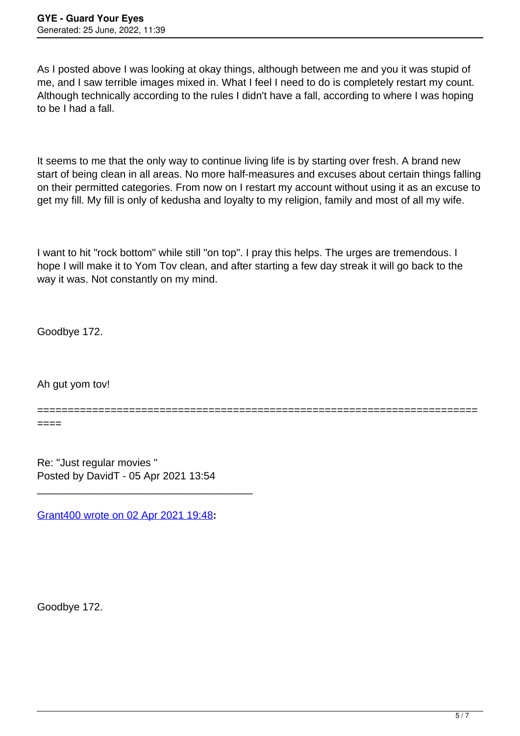As I posted above I was looking at okay things, although between me and you it was stupid of me, and I saw terrible images mixed in. What I feel I need to do is completely restart my count. Although technically according to the rules I didn't have a fall, according to where I was hoping to be I had a fall.

It seems to me that the only way to continue living life is by starting over fresh. A brand new start of being clean in all areas. No more half-measures and excuses about certain things falling on their permitted categories. From now on I restart my account without using it as an excuse to get my fill. My fill is only of kedusha and loyalty to my religion, family and most of all my wife.

I want to hit "rock bottom" while still "on top". I pray this helps. The urges are tremendous. I hope I will make it to Yom Tov clean, and after starting a few day streak it will go back to the way it was. Not constantly on my mind.

Goodbye 172.

Ah gut yom tov!

============================================================================

Re: "Just regular movies "
Posted by DavidT - 05 Apr 2021 13:54

---

Grant400 wrote on 02 Apr 2021 19:48**:**

Goodbye 172.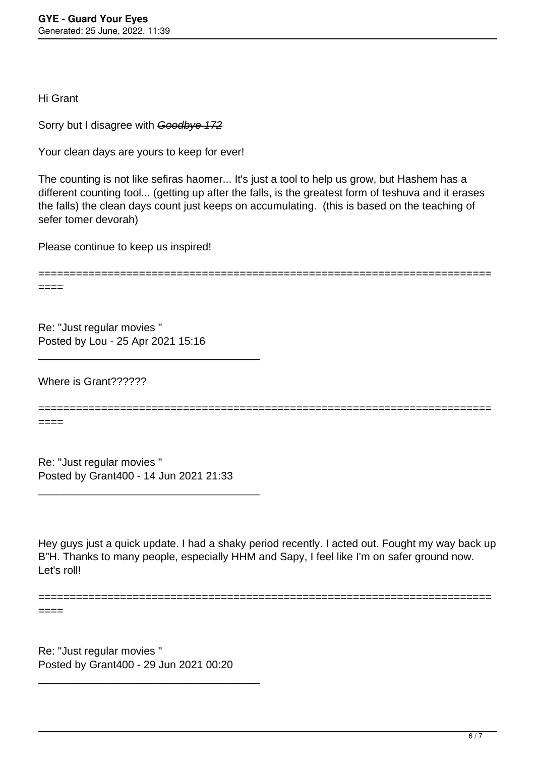Hi Grant

Sorry but I disagree with ~~*Goodbye 172*~~

Your clean days are yours to keep for ever!

The counting is not like sefiras haomer... It's just a tool to help us grow, but Hashem has a different counting tool... (getting up after the falls, is the greatest form of teshuva and it erases the falls) the clean days count just keeps on accumulating.  (this is based on the teaching of sefer tomer devorah)

Please continue to keep us inspired!

============================================================================

Re: "Just regular movies "
Posted by Lou - 25 Apr 2021 15:16

---

Where is Grant??????

============================================================================

Re: "Just regular movies "
Posted by Grant400 - 14 Jun 2021 21:33

---

Hey guys just a quick update. I had a shaky period recently. I acted out. Fought my way back up B"H. Thanks to many people, especially HHM and Sapy, I feel like I'm on safer ground now. Let's roll!

============================================================================

Re: "Just regular movies "
Posted by Grant400 - 29 Jun 2021 00:20

---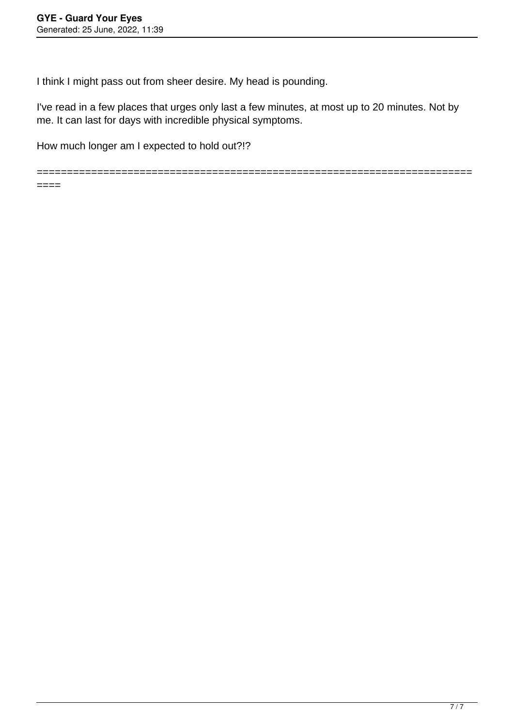I think I might pass out from sheer desire. My head is pounding.

I've read in a few places that urges only last a few minutes, at most up to 20 minutes. Not by me. It can last for days with incredible physical symptoms.

How much longer am I expected to hold out?!?

========================================================================